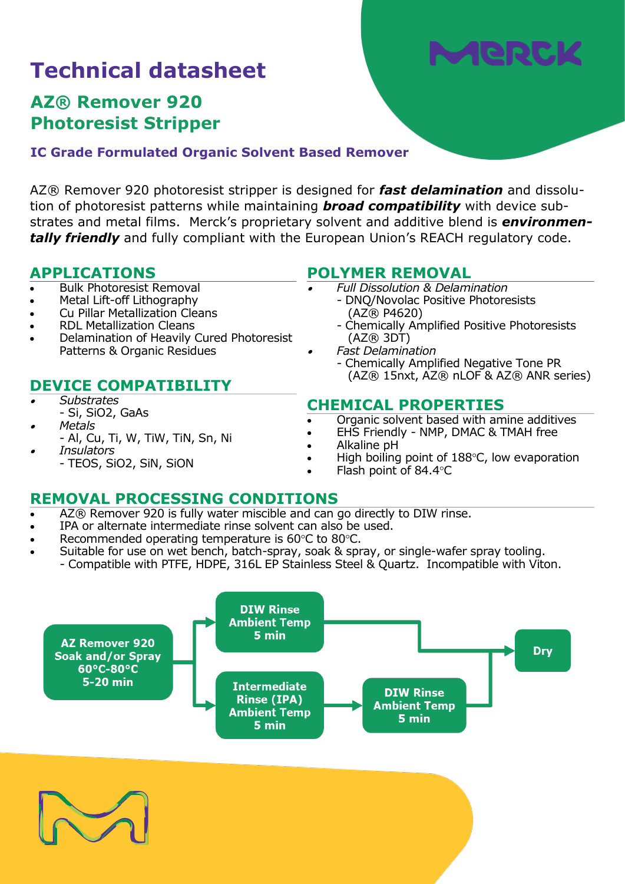# Technical datasheet

## AZ® Remover 920 Photoresist Stripper

### IC Grade Formulated Organic Solvent Based Remover

AZ® Remover 920 photoresist stripper is designed for ***fast delamination*** and dissolution of photoresist patterns while maintaining ***broad compatibility*** with device substrates and metal films. Merck's proprietary solvent and additive blend is ***environmentally friendly*** and fully compliant with the European Union's REACH regulatory code.

## APPLICATIONS

- Bulk Photoresist Removal
- Metal Lift-off Lithography
- Cu Pillar Metallization Cleans
- RDL Metallization Cleans
- Delamination of Heavily Cured Photoresist Patterns & Organic Residues

## DEVICE COMPATIBILITY

- *Substrates*
  - Si, SiO2, GaAs
- *Metals*
  - Al, Cu, Ti, W, TiW, TiN, Sn, Ni
- *Insulators*
  - TEOS, SiO2, SiN, SiON

## POLYMER REMOVAL

- *Full Dissolution & Delamination*
  - DNQ/Novolac Positive Photoresists (AZ® P4620)
  - Chemically Amplified Positive Photoresists (AZ® 3DT)
- *Fast Delamination*
  - Chemically Amplified Negative Tone PR (AZ® 15nxt, AZ® nLOF & AZ® ANR series)

## CHEMICAL PROPERTIES

- Organic solvent based with amine additives
- EHS Friendly - NMP, DMAC & TMAH free
- Alkaline pH
- High boiling point of 188°C, low evaporation
- Flash point of 84.4°C

## REMOVAL PROCESSING CONDITIONS

- AZ® Remover 920 is fully water miscible and can go directly to DIW rinse.
- IPA or alternate intermediate rinse solvent can also be used.
- Recommended operating temperature is 60°C to 80°C.
- Suitable for use on wet bench, batch-spray, soak & spray, or single-wafer spray tooling.
  - Compatible with PTFE, HDPE, 316L EP Stainless Steel & Quartz. Incompatible with Viton.

**AZ Remover 920 Soak and/or Spray 60°C-80°C 5-20 min** → **DIW Rinse Ambient Temp 5 min** → **Dry**

**AZ Remover 920 Soak and/or Spray 60°C-80°C 5-20 min** → **Intermediate Rinse (IPA) Ambient Temp 5 min** → **DIW Rinse Ambient Temp 5 min** → **Dry**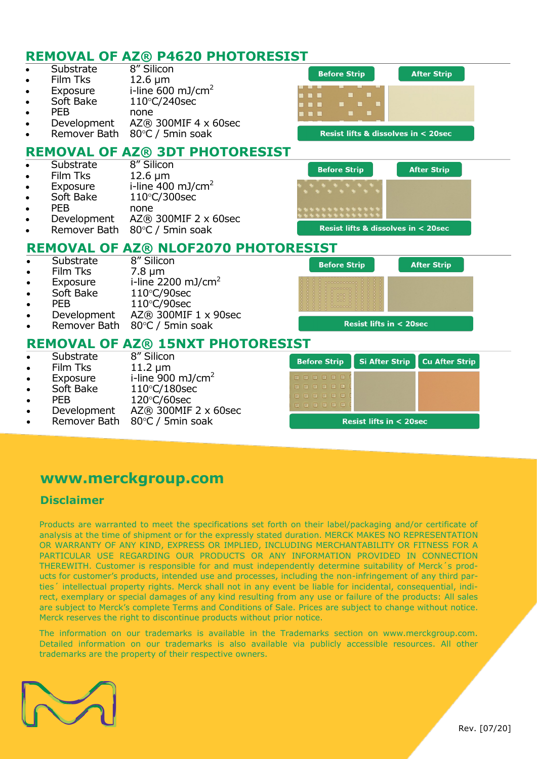## REMOVAL OF AZ® P4620 PHOTORESIST

- Substrate 8″ Silicon
- Film Tks 12.6 µm
- Exposure i-line 600 mJ/cm$^2$
- Soft Bake 110°C/240sec
- PEB none
- Development AZ® 300MIF 4 x 60sec
- Remover Bath 80°C / 5min soak

Before Strip | After Strip

Resist lifts & dissolves in < 20sec

## REMOVAL OF AZ® 3DT PHOTORESIST

- Substrate 8″ Silicon
- Film Tks 12.6 µm
- Exposure i-line 400 mJ/cm$^2$
- Soft Bake 110°C/300sec
- PEB none
- Development AZ® 300MIF 2 x 60sec
- Remover Bath 80°C / 5min soak

Before Strip | After Strip

Resist lifts & dissolves in < 20sec

## REMOVAL OF AZ® NLOF2070 PHOTORESIST

- Substrate 8″ Silicon
- Film Tks 7.8 µm
- Exposure i-line 2200 mJ/cm$^2$
- Soft Bake 110°C/90sec
- PEB 110°C/90sec
- Development AZ® 300MIF 1 x 90sec
- Remover Bath 80°C / 5min soak

Before Strip | After Strip

Resist lifts in < 20sec

## REMOVAL OF AZ® 15NXT PHOTORESIST

- Substrate 8″ Silicon
- Film Tks 11.2 µm
- Exposure i-line 900 mJ/cm$^2$
- Soft Bake 110°C/180sec
- PEB 120°C/60sec
- Development AZ® 300MIF 2 x 60sec
- Remover Bath 80°C / 5min soak

Before Strip | Si After Strip | Cu After Strip

Resist lifts in < 20sec

## www.merckgroup.com

### Disclaimer

Products are warranted to meet the specifications set forth on their label/packaging and/or certificate of analysis at the time of shipment or for the expressly stated duration. MERCK MAKES NO REPRESENTATION OR WARRANTY OF ANY KIND, EXPRESS OR IMPLIED, INCLUDING MERCHANTABILITY OR FITNESS FOR A PARTICULAR USE REGARDING OUR PRODUCTS OR ANY INFORMATION PROVIDED IN CONNECTION THEREWITH. Customer is responsible for and must independently determine suitability of Merck´s products for customer's products, intended use and processes, including the non-infringement of any third parties´ intellectual property rights. Merck shall not in any event be liable for incidental, consequential, indirect, exemplary or special damages of any kind resulting from any use or failure of the products: All sales are subject to Merck's complete Terms and Conditions of Sale. Prices are subject to change without notice. Merck reserves the right to discontinue products without prior notice.

The information on our trademarks is available in the Trademarks section on www.merckgroup.com. Detailed information on our trademarks is also available via publicly accessible resources. All other trademarks are the property of their respective owners.

Rev. [07/20]